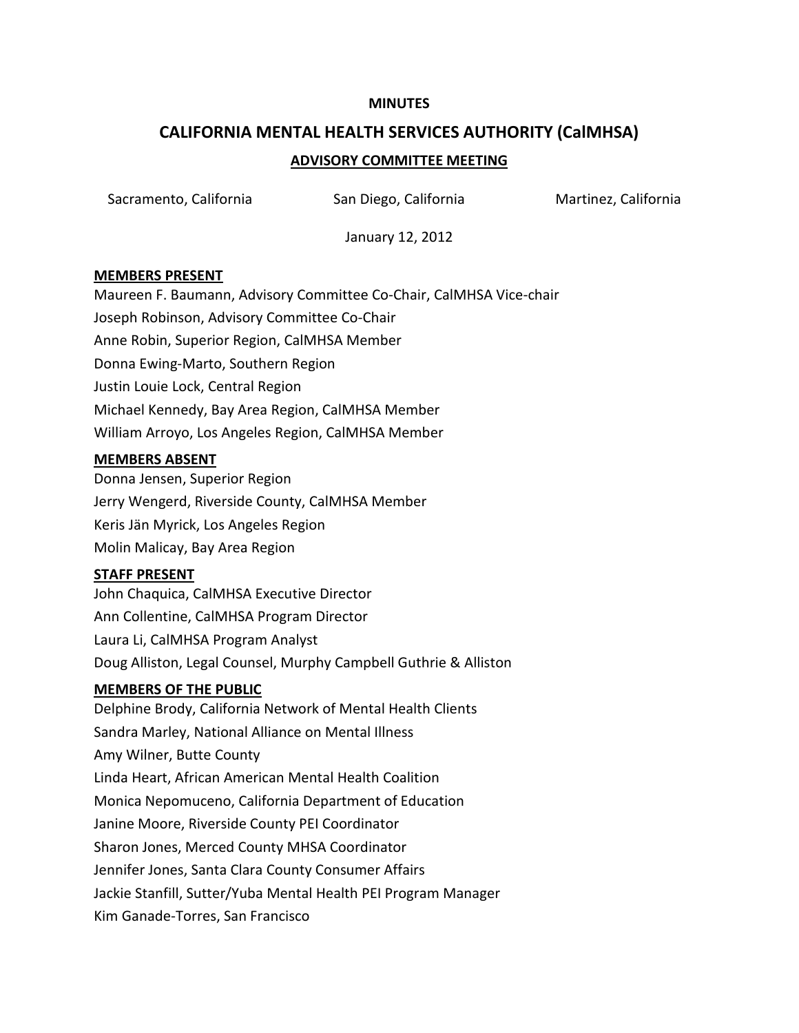**MINUTES**

# CALIFORNIA MENTAL HEALTH SERVICES AUTHORITY (CalMHSA)

## ADVISORY COMMITTEE MEETING

Sacramento, California San Diego, California Martinez, California

January 12, 2012

**MEMBERS PRESENT**

Maureen F. Baumann, Advisory Committee Co-Chair, CalMHSA Vice-chair
Joseph Robinson, Advisory Committee Co-Chair
Anne Robin, Superior Region, CalMHSA Member
Donna Ewing-Marto, Southern Region
Justin Louie Lock, Central Region
Michael Kennedy, Bay Area Region, CalMHSA Member
William Arroyo, Los Angeles Region, CalMHSA Member

**MEMBERS ABSENT**

Donna Jensen, Superior Region
Jerry Wengerd, Riverside County, CalMHSA Member
Keris Jän Myrick, Los Angeles Region
Molin Malicay, Bay Area Region

**STAFF PRESENT**

John Chaquica, CalMHSA Executive Director
Ann Collentine, CalMHSA Program Director
Laura Li, CalMHSA Program Analyst
Doug Alliston, Legal Counsel, Murphy Campbell Guthrie & Alliston

**MEMBERS OF THE PUBLIC**

Delphine Brody, California Network of Mental Health Clients
Sandra Marley, National Alliance on Mental Illness
Amy Wilner, Butte County
Linda Heart, African American Mental Health Coalition
Monica Nepomuceno, California Department of Education
Janine Moore, Riverside County PEI Coordinator
Sharon Jones, Merced County MHSA Coordinator
Jennifer Jones, Santa Clara County Consumer Affairs
Jackie Stanfill, Sutter/Yuba Mental Health PEI Program Manager
Kim Ganade-Torres, San Francisco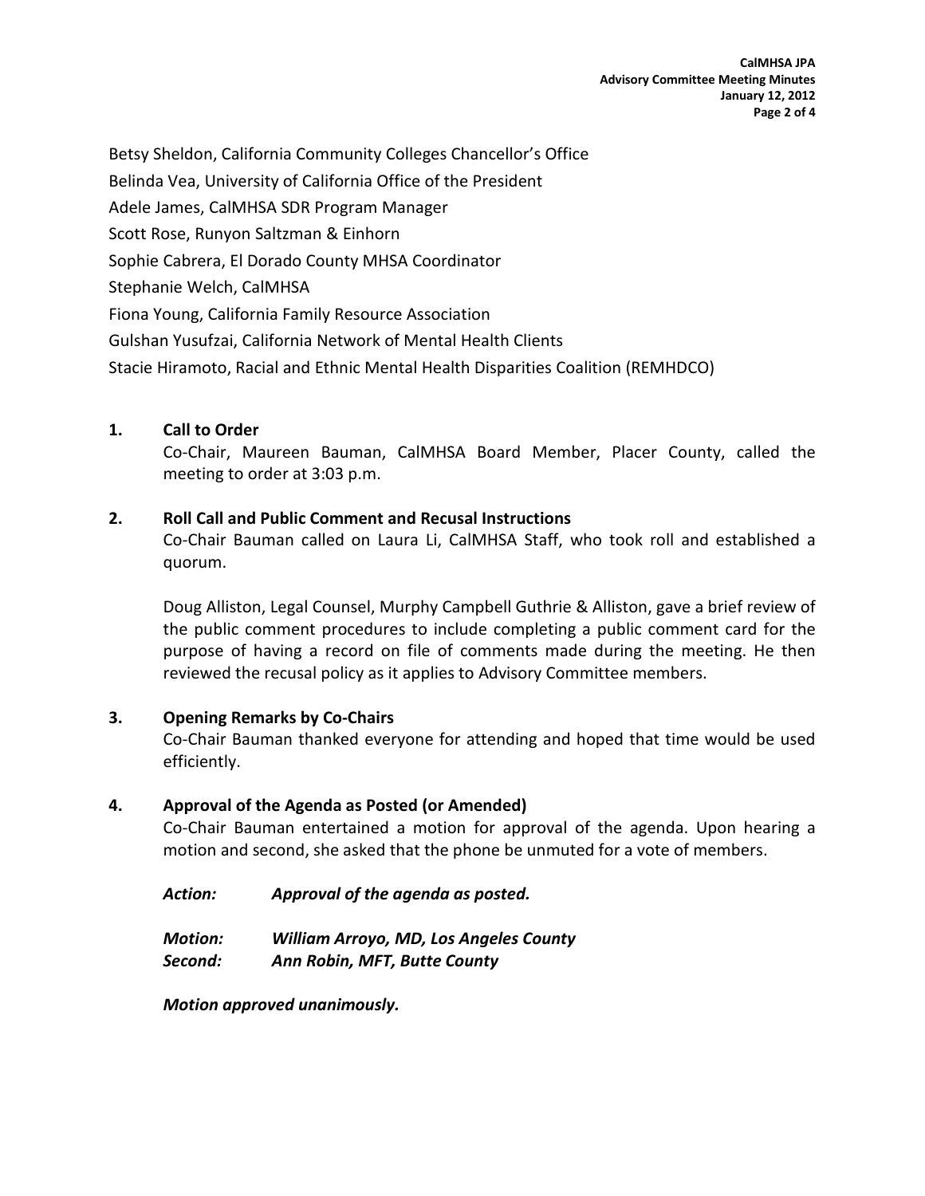Betsy Sheldon, California Community Colleges Chancellor's Office
Belinda Vea, University of California Office of the President
Adele James, CalMHSA SDR Program Manager
Scott Rose, Runyon Saltzman & Einhorn
Sophie Cabrera, El Dorado County MHSA Coordinator
Stephanie Welch, CalMHSA
Fiona Young, California Family Resource Association
Gulshan Yusufzai, California Network of Mental Health Clients
Stacie Hiramoto, Racial and Ethnic Mental Health Disparities Coalition (REMHDCO)

## 1. Call to Order

Co-Chair, Maureen Bauman, CalMHSA Board Member, Placer County, called the meeting to order at 3:03 p.m.

## 2. Roll Call and Public Comment and Recusal Instructions

Co-Chair Bauman called on Laura Li, CalMHSA Staff, who took roll and established a quorum.

Doug Alliston, Legal Counsel, Murphy Campbell Guthrie & Alliston, gave a brief review of the public comment procedures to include completing a public comment card for the purpose of having a record on file of comments made during the meeting. He then reviewed the recusal policy as it applies to Advisory Committee members.

## 3. Opening Remarks by Co-Chairs

Co-Chair Bauman thanked everyone for attending and hoped that time would be used efficiently.

## 4. Approval of the Agenda as Posted (or Amended)

Co-Chair Bauman entertained a motion for approval of the agenda. Upon hearing a motion and second, she asked that the phone be unmuted for a vote of members.

***Action:*** ***Approval of the agenda as posted.***

***Motion:*** ***William Arroyo, MD, Los Angeles County***
***Second:*** ***Ann Robin, MFT, Butte County***

***Motion approved unanimously.***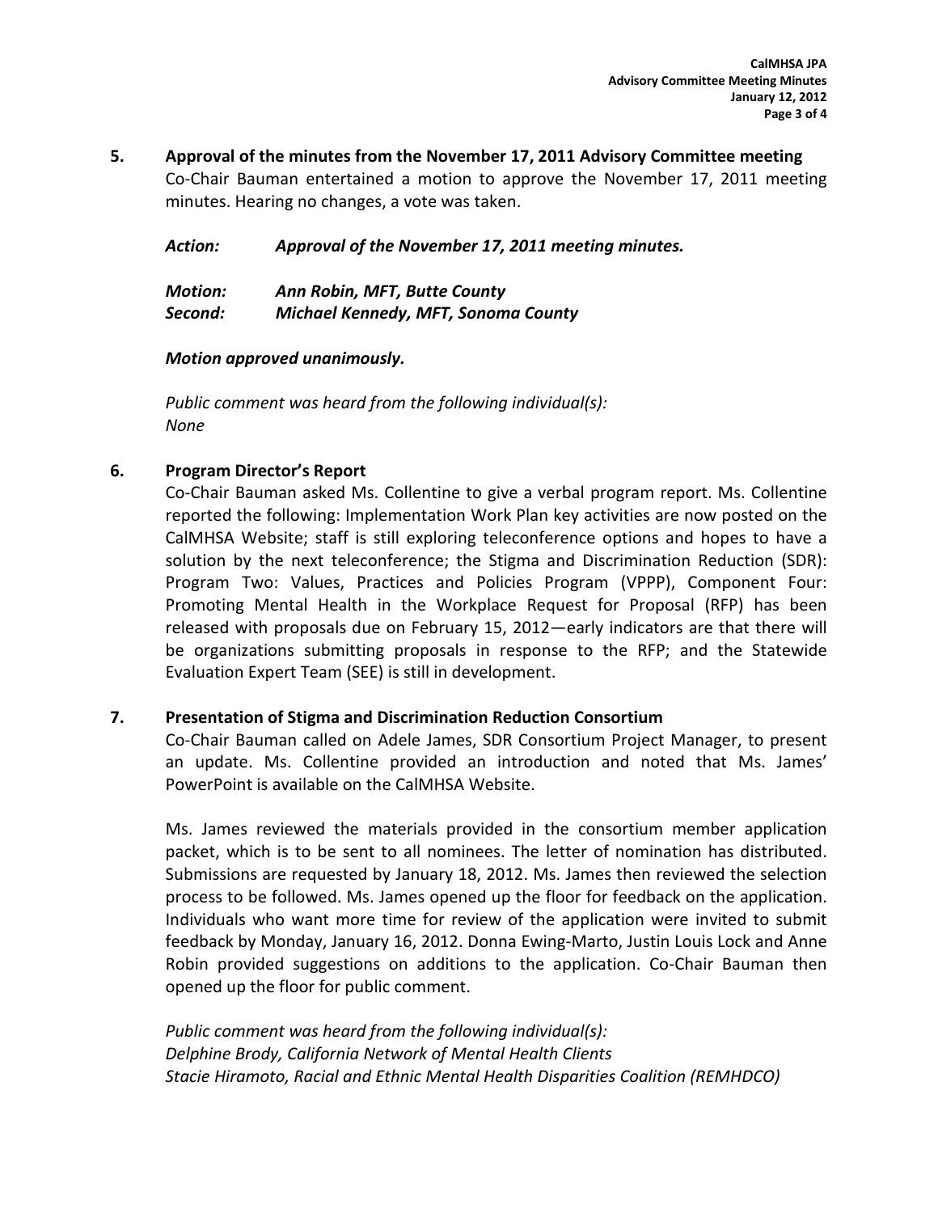**5. Approval of the minutes from the November 17, 2011 Advisory Committee meeting**

Co-Chair Bauman entertained a motion to approve the November 17, 2011 meeting minutes. Hearing no changes, a vote was taken.

***Action:*** ***Approval of the November 17, 2011 meeting minutes.***

***Motion:*** ***Ann Robin, MFT, Butte County***
***Second:*** ***Michael Kennedy, MFT, Sonoma County***

***Motion approved unanimously.***

*Public comment was heard from the following individual(s):*
*None*

**6. Program Director's Report**

Co-Chair Bauman asked Ms. Collentine to give a verbal program report. Ms. Collentine reported the following: Implementation Work Plan key activities are now posted on the CalMHSA Website; staff is still exploring teleconference options and hopes to have a solution by the next teleconference; the Stigma and Discrimination Reduction (SDR): Program Two: Values, Practices and Policies Program (VPPP), Component Four: Promoting Mental Health in the Workplace Request for Proposal (RFP) has been released with proposals due on February 15, 2012—early indicators are that there will be organizations submitting proposals in response to the RFP; and the Statewide Evaluation Expert Team (SEE) is still in development.

**7. Presentation of Stigma and Discrimination Reduction Consortium**

Co-Chair Bauman called on Adele James, SDR Consortium Project Manager, to present an update. Ms. Collentine provided an introduction and noted that Ms. James' PowerPoint is available on the CalMHSA Website.

Ms. James reviewed the materials provided in the consortium member application packet, which is to be sent to all nominees. The letter of nomination has distributed. Submissions are requested by January 18, 2012. Ms. James then reviewed the selection process to be followed. Ms. James opened up the floor for feedback on the application. Individuals who want more time for review of the application were invited to submit feedback by Monday, January 16, 2012. Donna Ewing-Marto, Justin Louis Lock and Anne Robin provided suggestions on additions to the application. Co-Chair Bauman then opened up the floor for public comment.

*Public comment was heard from the following individual(s):*
*Delphine Brody, California Network of Mental Health Clients*
*Stacie Hiramoto, Racial and Ethnic Mental Health Disparities Coalition (REMHDCO)*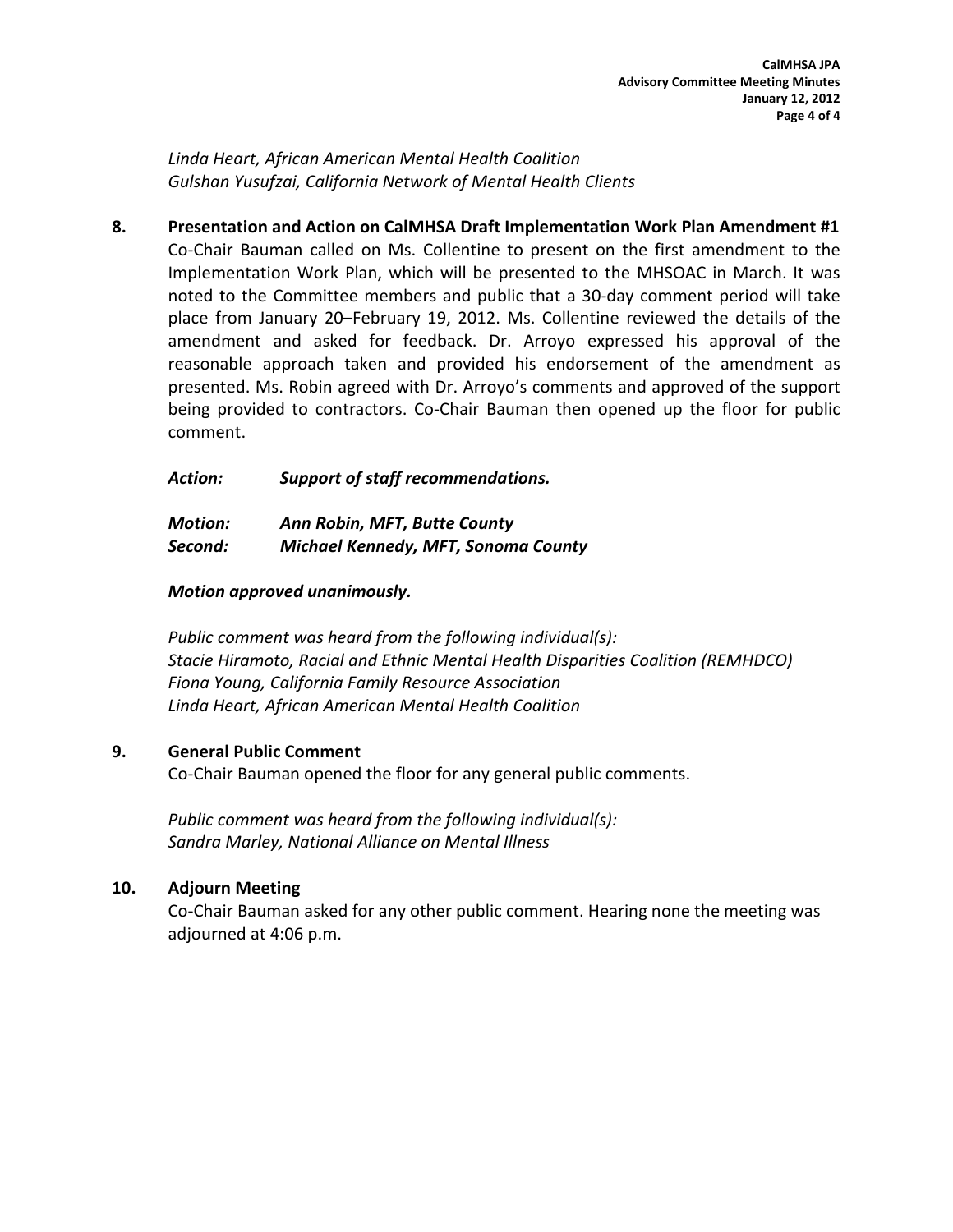*Linda Heart, African American Mental Health Coalition*
*Gulshan Yusufzai, California Network of Mental Health Clients*

**8. Presentation and Action on CalMHSA Draft Implementation Work Plan Amendment #1**

Co-Chair Bauman called on Ms. Collentine to present on the first amendment to the Implementation Work Plan, which will be presented to the MHSOAC in March. It was noted to the Committee members and public that a 30-day comment period will take place from January 20–February 19, 2012. Ms. Collentine reviewed the details of the amendment and asked for feedback. Dr. Arroyo expressed his approval of the reasonable approach taken and provided his endorsement of the amendment as presented. Ms. Robin agreed with Dr. Arroyo's comments and approved of the support being provided to contractors. Co-Chair Bauman then opened up the floor for public comment.

***Action:*** ***Support of staff recommendations.***

***Motion:*** ***Ann Robin, MFT, Butte County***
***Second:*** ***Michael Kennedy, MFT, Sonoma County***

***Motion approved unanimously.***

*Public comment was heard from the following individual(s):*
*Stacie Hiramoto, Racial and Ethnic Mental Health Disparities Coalition (REMHDCO)*
*Fiona Young, California Family Resource Association*
*Linda Heart, African American Mental Health Coalition*

**9. General Public Comment**

Co-Chair Bauman opened the floor for any general public comments.

*Public comment was heard from the following individual(s):*
*Sandra Marley, National Alliance on Mental Illness*

**10. Adjourn Meeting**

Co-Chair Bauman asked for any other public comment. Hearing none the meeting was adjourned at 4:06 p.m.